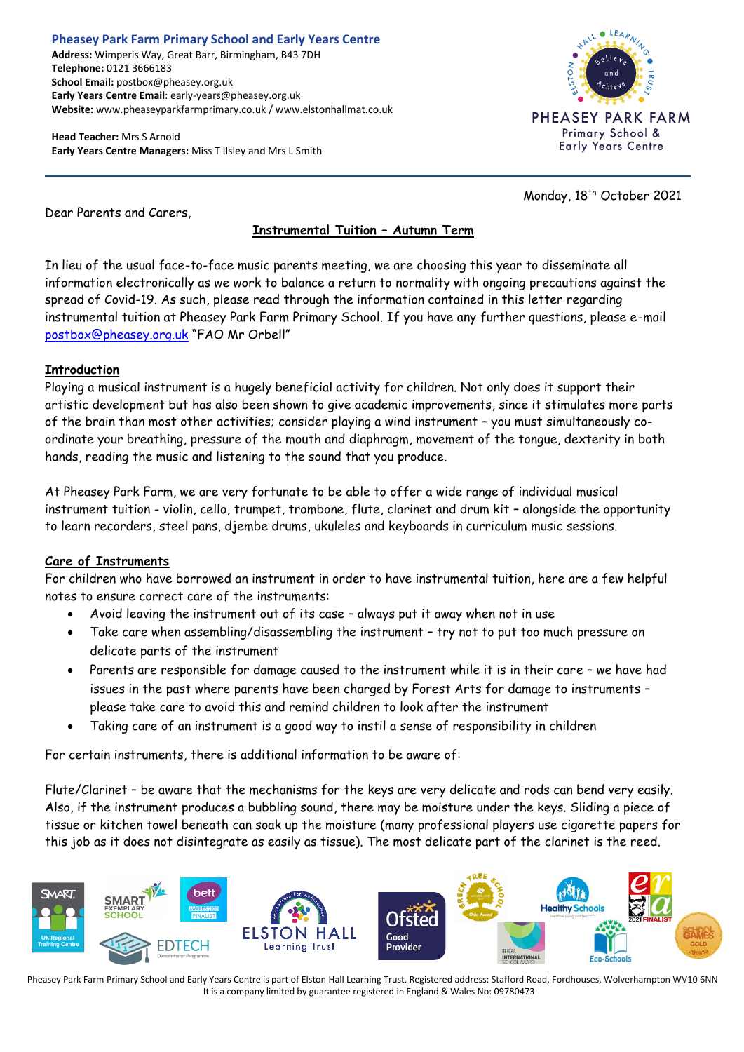**Pheasey Park Farm Primary School and Early Years Centre**
**Address:** Wimperis Way, Great Barr, Birmingham, B43 7DH
**Telephone:** 0121 3666183
**School Email:** postbox@pheasey.org.uk
**Early Years Centre Email**: early-years@pheasey.org.uk
**Website:** www.pheaseyparkfarmprimary.co.uk / www.elstonhallmat.co.uk

**Head Teacher:** Mrs S Arnold
**Early Years Centre Managers:** Miss T Ilsley and Mrs L Smith

Monday, 18th October 2021

Dear Parents and Carers,

## Instrumental Tuition – Autumn Term

In lieu of the usual face-to-face music parents meeting, we are choosing this year to disseminate all information electronically as we work to balance a return to normality with ongoing precautions against the spread of Covid-19. As such, please read through the information contained in this letter regarding instrumental tuition at Pheasey Park Farm Primary School. If you have any further questions, please e-mail postbox@pheasey.org.uk "FAO Mr Orbell"

### Introduction

Playing a musical instrument is a hugely beneficial activity for children. Not only does it support their artistic development but has also been shown to give academic improvements, since it stimulates more parts of the brain than most other activities; consider playing a wind instrument – you must simultaneously co-ordinate your breathing, pressure of the mouth and diaphragm, movement of the tongue, dexterity in both hands, reading the music and listening to the sound that you produce.

At Pheasey Park Farm, we are very fortunate to be able to offer a wide range of individual musical instrument tuition - violin, cello, trumpet, trombone, flute, clarinet and drum kit – alongside the opportunity to learn recorders, steel pans, djembe drums, ukuleles and keyboards in curriculum music sessions.

### Care of Instruments

For children who have borrowed an instrument in order to have instrumental tuition, here are a few helpful notes to ensure correct care of the instruments:

- Avoid leaving the instrument out of its case – always put it away when not in use
- Take care when assembling/disassembling the instrument – try not to put too much pressure on delicate parts of the instrument
- Parents are responsible for damage caused to the instrument while it is in their care – we have had issues in the past where parents have been charged by Forest Arts for damage to instruments – please take care to avoid this and remind children to look after the instrument
- Taking care of an instrument is a good way to instil a sense of responsibility in children

For certain instruments, there is additional information to be aware of:

Flute/Clarinet – be aware that the mechanisms for the keys are very delicate and rods can bend very easily. Also, if the instrument produces a bubbling sound, there may be moisture under the keys. Sliding a piece of tissue or kitchen towel beneath can soak up the moisture (many professional players use cigarette papers for this job as it does not disintegrate as easily as tissue). The most delicate part of the clarinet is the reed.

Pheasey Park Farm Primary School and Early Years Centre is part of Elston Hall Learning Trust. Registered address: Stafford Road, Fordhouses, Wolverhampton WV10 6NN
It is a company limited by guarantee registered in England & Wales No: 09780473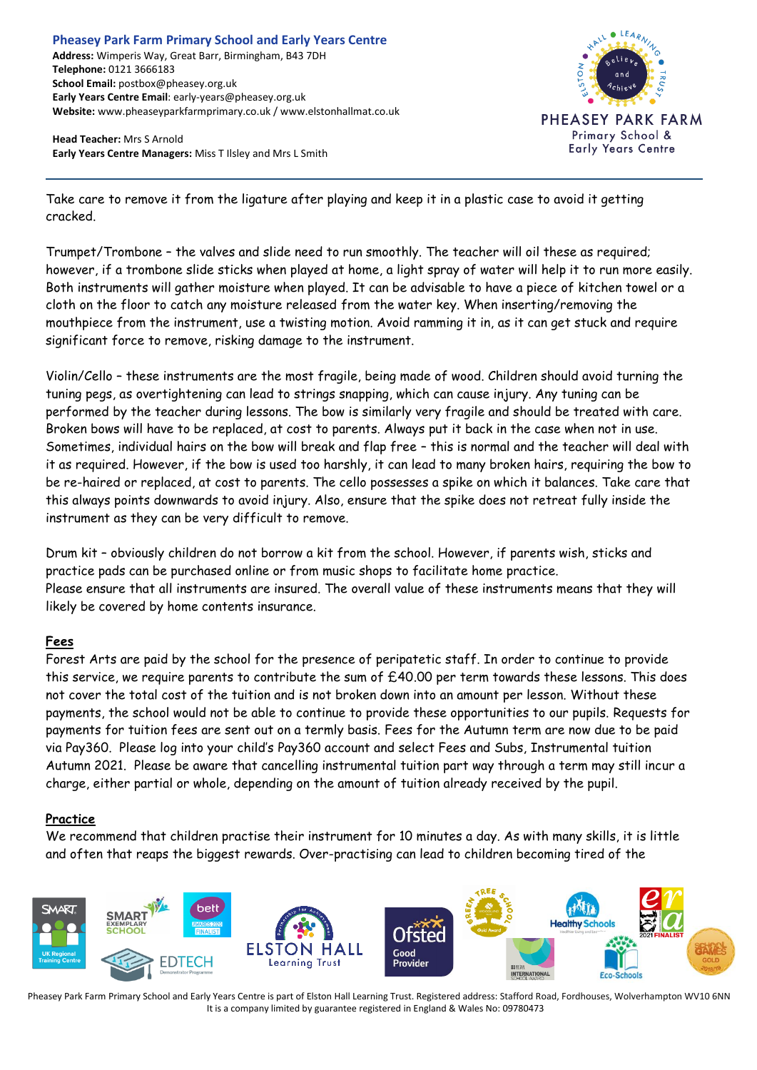Take care to remove it from the ligature after playing and keep it in a plastic case to avoid it getting cracked.

Trumpet/Trombone – the valves and slide need to run smoothly. The teacher will oil these as required; however, if a trombone slide sticks when played at home, a light spray of water will help it to run more easily. Both instruments will gather moisture when played. It can be advisable to have a piece of kitchen towel or a cloth on the floor to catch any moisture released from the water key. When inserting/removing the mouthpiece from the instrument, use a twisting motion. Avoid ramming it in, as it can get stuck and require significant force to remove, risking damage to the instrument.

Violin/Cello – these instruments are the most fragile, being made of wood. Children should avoid turning the tuning pegs, as overtightening can lead to strings snapping, which can cause injury. Any tuning can be performed by the teacher during lessons. The bow is similarly very fragile and should be treated with care. Broken bows will have to be replaced, at cost to parents. Always put it back in the case when not in use. Sometimes, individual hairs on the bow will break and flap free – this is normal and the teacher will deal with it as required. However, if the bow is used too harshly, it can lead to many broken hairs, requiring the bow to be re-haired or replaced, at cost to parents. The cello possesses a spike on which it balances. Take care that this always points downwards to avoid injury. Also, ensure that the spike does not retreat fully inside the instrument as they can be very difficult to remove.

Drum kit – obviously children do not borrow a kit from the school. However, if parents wish, sticks and practice pads can be purchased online or from music shops to facilitate home practice.
Please ensure that all instruments are insured. The overall value of these instruments means that they will likely be covered by home contents insurance.

## Fees

Forest Arts are paid by the school for the presence of peripatetic staff. In order to continue to provide this service, we require parents to contribute the sum of £40.00 per term towards these lessons. This does not cover the total cost of the tuition and is not broken down into an amount per lesson. Without these payments, the school would not be able to continue to provide these opportunities to our pupils. Requests for payments for tuition fees are sent out on a termly basis. Fees for the Autumn term are now due to be paid via Pay360. Please log into your child's Pay360 account and select Fees and Subs, Instrumental tuition Autumn 2021. Please be aware that cancelling instrumental tuition part way through a term may still incur a charge, either partial or whole, depending on the amount of tuition already received by the pupil.

## Practice

We recommend that children practise their instrument for 10 minutes a day. As with many skills, it is little and often that reaps the biggest rewards. Over-practising can lead to children becoming tired of the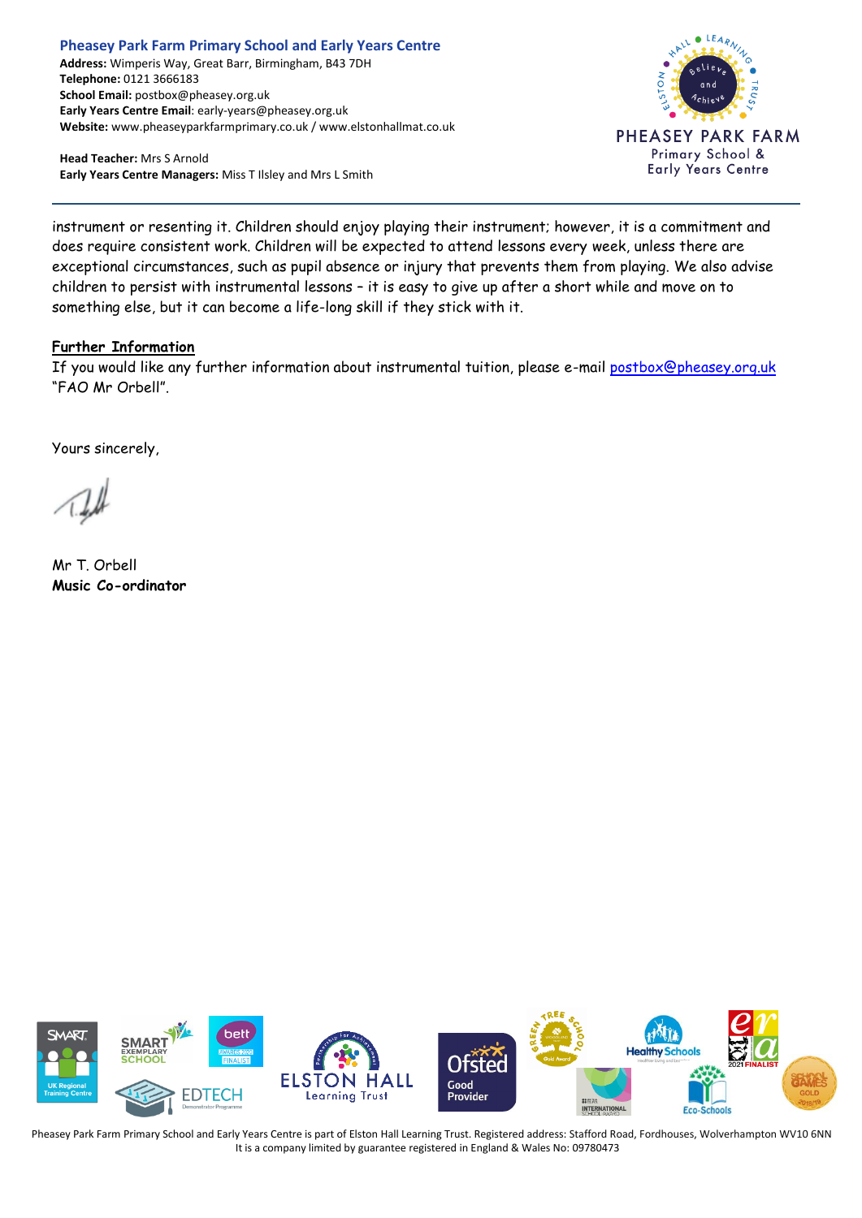instrument or resenting it. Children should enjoy playing their instrument; however, it is a commitment and does require consistent work. Children will be expected to attend lessons every week, unless there are exceptional circumstances, such as pupil absence or injury that prevents them from playing. We also advise children to persist with instrumental lessons – it is easy to give up after a short while and move on to something else, but it can become a life-long skill if they stick with it.

**Further Information**

If you would like any further information about instrumental tuition, please e-mail postbox@pheasey.org.uk "FAO Mr Orbell".

Yours sincerely,

Mr T. Orbell
**Music Co-ordinator**

Pheasey Park Farm Primary School and Early Years Centre is part of Elston Hall Learning Trust. Registered address: Stafford Road, Fordhouses, Wolverhampton WV10 6NN
It is a company limited by guarantee registered in England & Wales No: 09780473